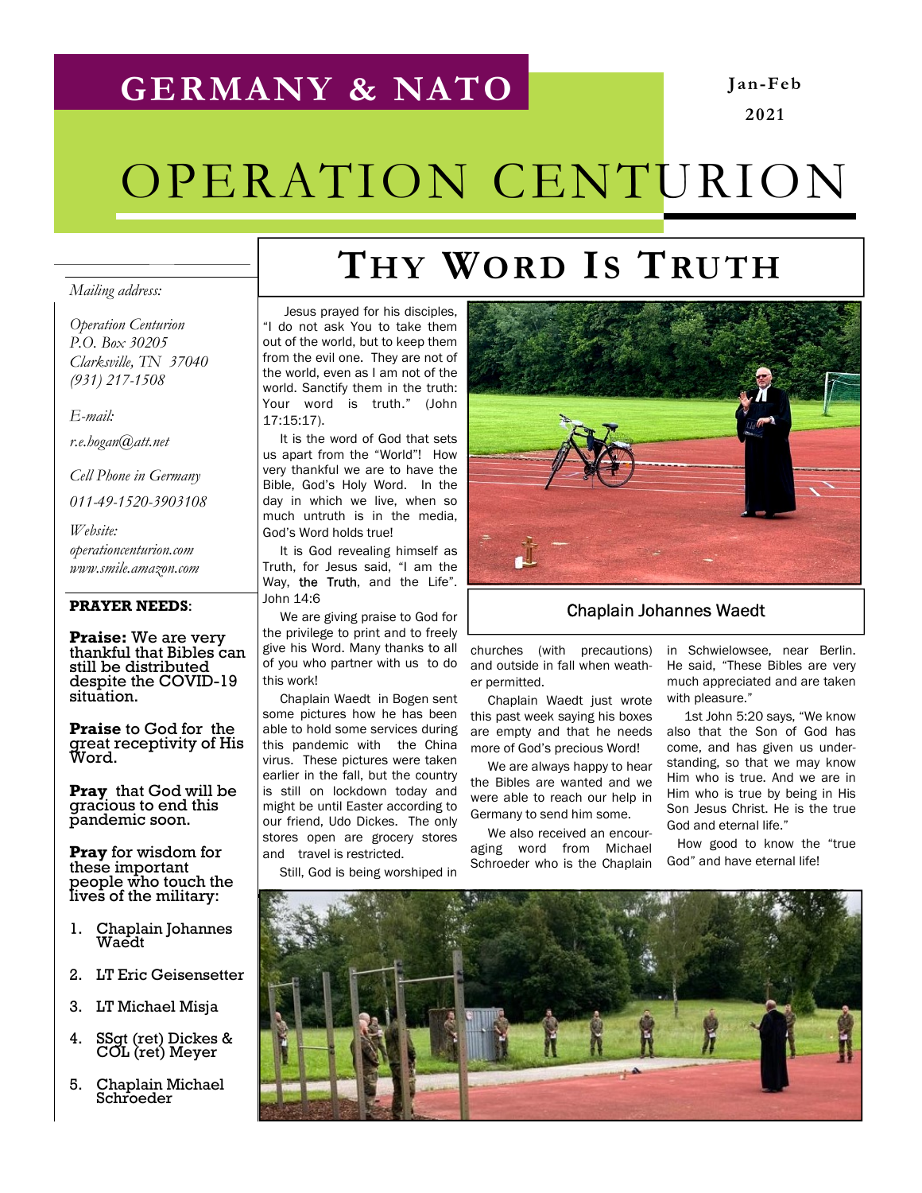# GERMANY & NATO

Jan-Feb 2021

# OPERATION CENTURION

*Mailing address:*

*Operation Centurion*
*P.O. Box 30205*
*Clarksville, TN 37040*
*(931) 217-1508*

*E-mail:*

*r.e.hogan@att.net*

*Cell Phone in Germany*

*011-49-1520-3903108*

*Website:*
*operationcenturion.com*
*www.smile.amazon.com*

**PRAYER NEEDS**:

**Praise:** We are very thankful that Bibles can still be distributed despite the COVID-19 situation.

**Praise** to God for the great receptivity of His Word.

**Pray** that God will be gracious to end this pandemic soon.

**Pray** for wisdom for these important people who touch the lives of the military:

1. Chaplain Johannes Waedt
2. LT Eric Geisensetter
3. LT Michael Misja
4. SSgt (ret) Dickes & COL (ret) Meyer
5. Chaplain Michael Schroeder

## THY WORD IS TRUTH

Jesus prayed for his disciples, "I do not ask You to take them out of the world, but to keep them from the evil one. They are not of the world, even as I am not of the world. Sanctify them in the truth: Your word is truth." (John 17:15:17).

It is the word of God that sets us apart from the "World"! How very thankful we are to have the Bible, God's Holy Word. In the day in which we live, when so much untruth is in the media, God's Word holds true!

It is God revealing himself as Truth, for Jesus said, "I am the Way, the Truth, and the Life". John 14:6

We are giving praise to God for the privilege to print and to freely give His Word. Many thanks to all of you who partner with us to do this work!

Chaplain Waedt in Bogen sent some pictures how he has been able to hold some services during this pandemic with the China virus. These pictures were taken earlier in the fall, but the country is still on lockdown today and might be until Easter according to our friend, Udo Dickes. The only stores open are grocery stores and travel is restricted.

Still, God is being worshiped in churches (with precautions) and outside in fall when weather permitted.

Chaplain Johannes Waedt

Chaplain Waedt just wrote this past week saying his boxes are empty and that he needs more of God's precious Word!

We are always happy to hear the Bibles are wanted and we were able to reach our help in Germany to send him some.

We also received an encouraging word from Michael Schroeder who is the Chaplain in Schwielowsee, near Berlin. He said, "These Bibles are very much appreciated and are taken with pleasure."

1st John 5:20 says, "We know also that the Son of God has come, and has given us understanding, so that we may know Him who is true. And we are in Him who is true by being in His Son Jesus Christ. He is the true God and eternal life."

How good to know the "true God" and have eternal life!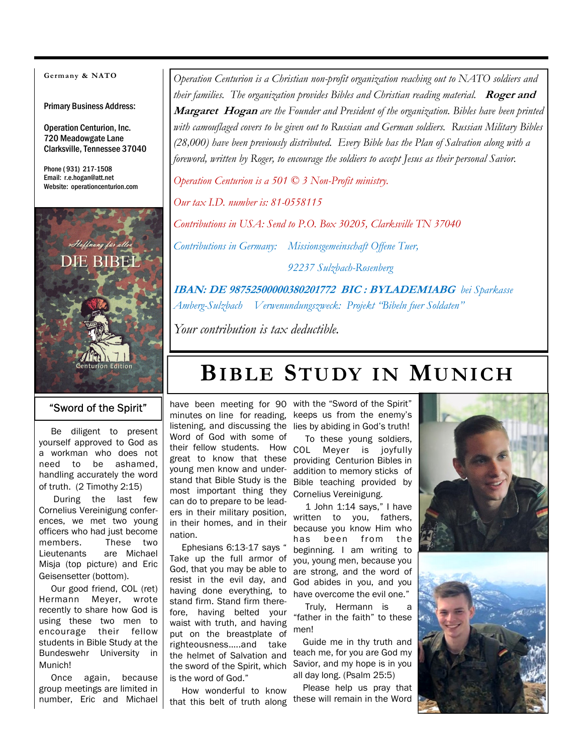**Germany & NATO**

Primary Business Address:

Operation Centurion, Inc.
720 Meadowgate Lane
Clarksville, Tennessee 37040

Phone (931) 217-1508
Email: r.e.hogan@att.net
Website: operationcenturion.com

*Operation Centurion is a Christian non-profit organization reaching out to NATO soldiers and their families. The organization provides Bibles and Christian reading material.* ***Roger and Margaret Hogan*** *are the Founder and President of the organization. Bibles have been printed with camouflaged covers to be given out to Russian and German soldiers. Russian Military Bibles (28,000) have been previously distributed. Every Bible has the Plan of Salvation along with a foreword, written by Roger, to encourage the soldiers to accept Jesus as their personal Savior.*

*Operation Centurion is a 501 © 3 Non-Profit ministry.*

*Our tax I.D. number is: 81-0558115*

*Contributions in USA: Send to P.O. Box 30205, Clarksville TN 37040*

*Contributions in Germany: Missionsgemeinschaft Offene Tuer,*

*92237 Sulzbach-Rosenberg*

***IBAN: DE 98752500000380201772 BIC : BYLADEM1ABG*** *bei Sparkasse Amberg-Sulzbach Verwenundungszweck: Projekt "Bibeln fuer Soldaten"*

*Your contribution is tax deductible.*

# Bible Study in Munich

## "Sword of the Spirit"

Be diligent to present yourself approved to God as a workman who does not need to be ashamed, handling accurately the word of truth. (2 Timothy 2:15)

During the last few Cornelius Vereinigung conferences, we met two young officers who had just become members. These two Lieutenants are Michael Misja (top picture) and Eric Geisensetter (bottom).

Our good friend, COL (ret) Hermann Meyer, wrote recently to share how God is using these two men to encourage their fellow students in Bible Study at the Bundeswehr University in Munich!

Once again, because group meetings are limited in number, Eric and Michael have been meeting for 90 minutes on line for reading, listening, and discussing the Word of God with some of their fellow students. How great to know that these young men know and understand that Bible Study is the most important thing they can do to prepare to be leaders in their military position, in their homes, and in their nation.

Ephesians 6:13-17 says " Take up the full armor of God, that you may be able to resist in the evil day, and having done everything, to stand firm. Stand firm therefore, having belted your waist with truth, and having put on the breastplate of righteousness.....and take the helmet of Salvation and the sword of the Spirit, which is the word of God."

How wonderful to know that this belt of truth along with the "Sword of the Spirit" keeps us from the enemy's lies by abiding in God's truth!

To these young soldiers, COL Meyer is joyfully providing Centurion Bibles in addition to memory sticks of Bible teaching provided by Cornelius Vereinigung.

1 John 1:14 says," I have written to you, fathers, because you know Him who has been from the beginning. I am writing to you, young men, because you are strong, and the word of God abides in you, and you have overcome the evil one."

Truly, Hermann is a "father in the faith" to these men!

Guide me in thy truth and teach me, for you are God my Savior, and my hope is in you all day long. (Psalm 25:5)

Please help us pray that these will remain in the Word